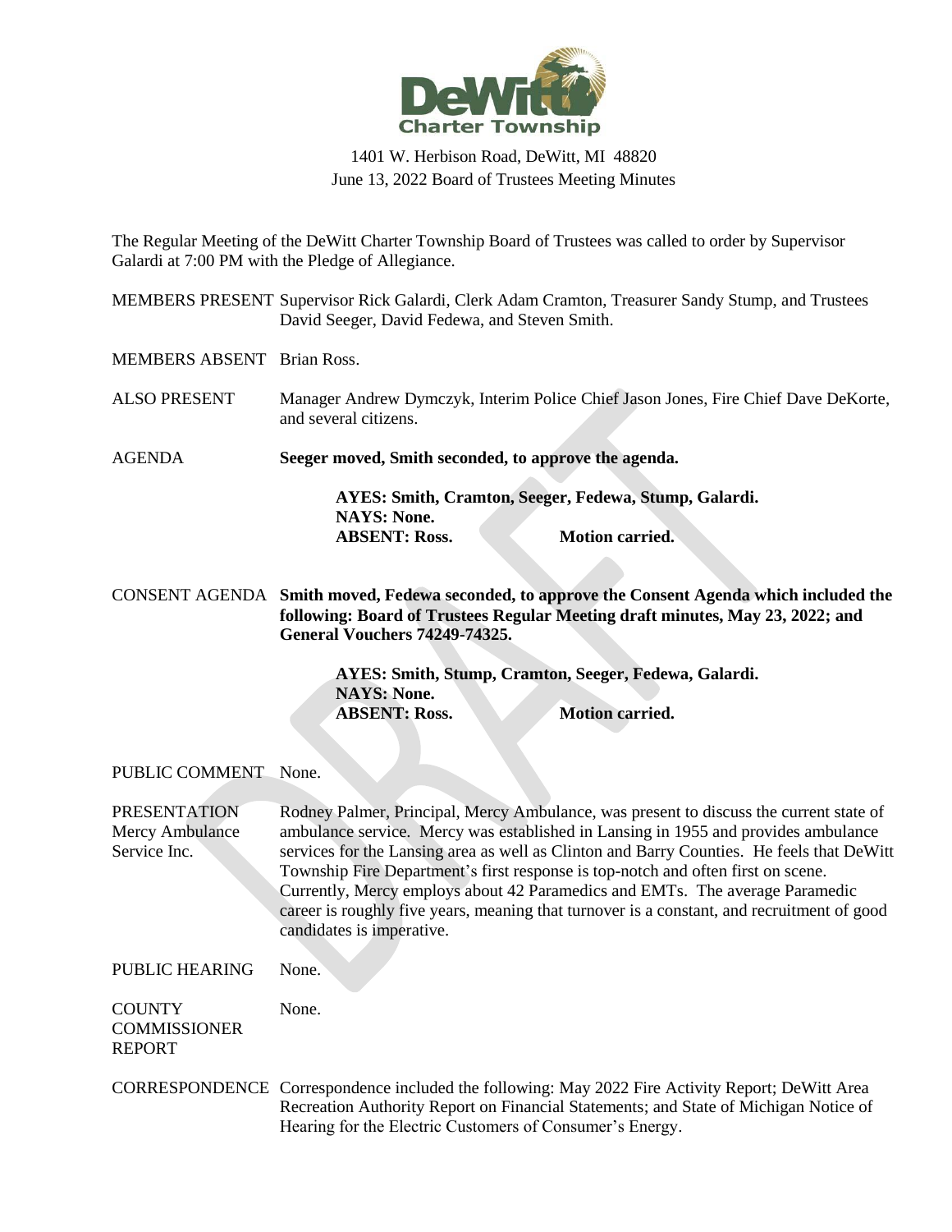DeWitt Charter Township

1401 W. Herbison Road, DeWitt, MI 48820
June 13, 2022 Board of Trustees Meeting Minutes

The Regular Meeting of the DeWitt Charter Township Board of Trustees was called to order by Supervisor Galardi at 7:00 PM with the Pledge of Allegiance.

MEMBERS PRESENT Supervisor Rick Galardi, Clerk Adam Cramton, Treasurer Sandy Stump, and Trustees David Seeger, David Fedewa, and Steven Smith.

MEMBERS ABSENT Brian Ross.

ALSO PRESENT Manager Andrew Dymczyk, Interim Police Chief Jason Jones, Fire Chief Dave DeKorte, and several citizens.

AGENDA **Seeger moved, Smith seconded, to approve the agenda.**

**AYES: Smith, Cramton, Seeger, Fedewa, Stump, Galardi.**
**NAYS: None.**
**ABSENT: Ross.** **Motion carried.**

CONSENT AGENDA **Smith moved, Fedewa seconded, to approve the Consent Agenda which included the following: Board of Trustees Regular Meeting draft minutes, May 23, 2022; and General Vouchers 74249-74325.**

**AYES: Smith, Stump, Cramton, Seeger, Fedewa, Galardi.**
**NAYS: None.**
**ABSENT: Ross.** **Motion carried.**

PUBLIC COMMENT None.

PRESENTATION Mercy Ambulance Service Inc. Rodney Palmer, Principal, Mercy Ambulance, was present to discuss the current state of ambulance service. Mercy was established in Lansing in 1955 and provides ambulance services for the Lansing area as well as Clinton and Barry Counties. He feels that DeWitt Township Fire Department's first response is top-notch and often first on scene. Currently, Mercy employs about 42 Paramedics and EMTs. The average Paramedic career is roughly five years, meaning that turnover is a constant, and recruitment of good candidates is imperative.

PUBLIC HEARING None.

COUNTY COMMISSIONER REPORT None.

CORRESPONDENCE Correspondence included the following: May 2022 Fire Activity Report; DeWitt Area Recreation Authority Report on Financial Statements; and State of Michigan Notice of Hearing for the Electric Customers of Consumer's Energy.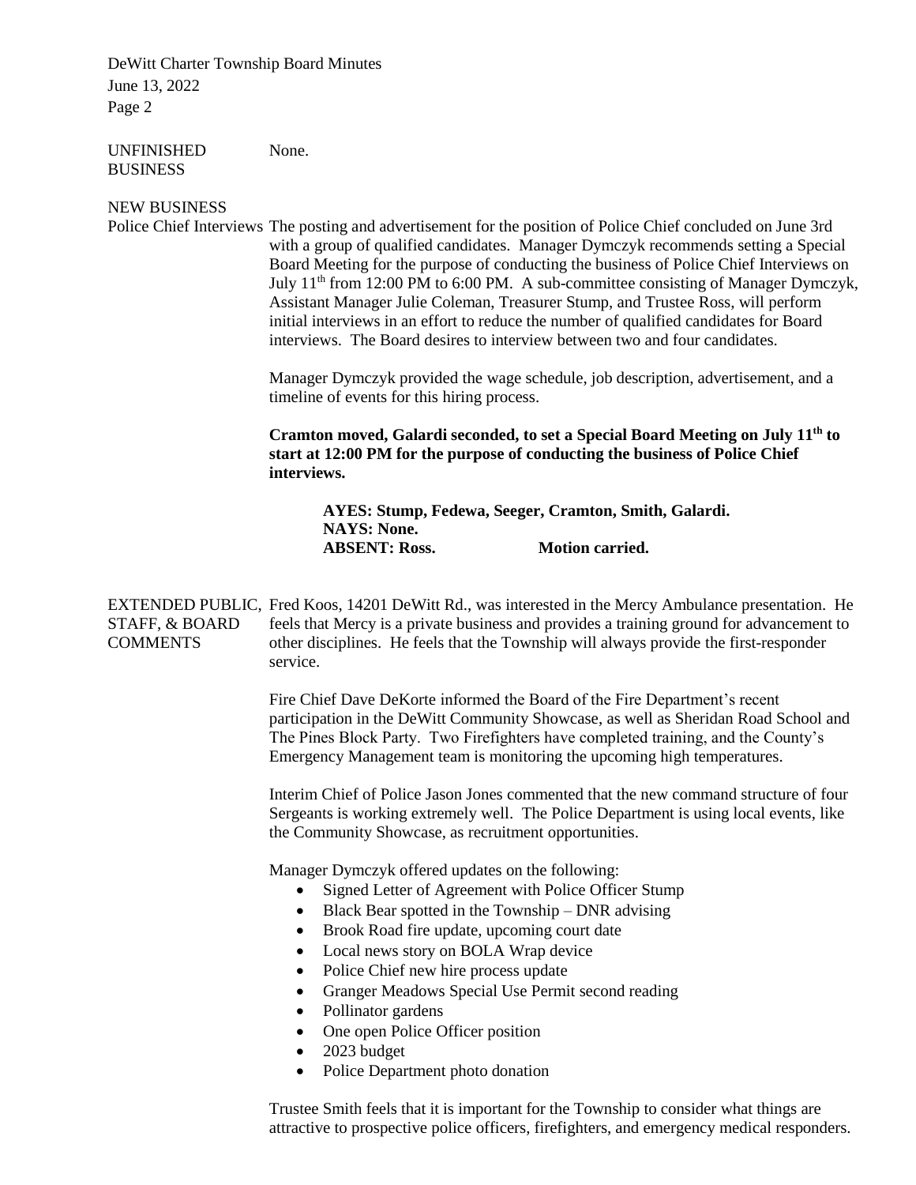**UNFINISHED BUSINESS**

None.

**NEW BUSINESS**

**Police Chief Interviews**

The posting and advertisement for the position of Police Chief concluded on June 3rd with a group of qualified candidates. Manager Dymczyk recommends setting a Special Board Meeting for the purpose of conducting the business of Police Chief Interviews on July 11th from 12:00 PM to 6:00 PM. A sub-committee consisting of Manager Dymczyk, Assistant Manager Julie Coleman, Treasurer Stump, and Trustee Ross, will perform initial interviews in an effort to reduce the number of qualified candidates for Board interviews. The Board desires to interview between two and four candidates.

Manager Dymczyk provided the wage schedule, job description, advertisement, and a timeline of events for this hiring process.

**Cramton moved, Galardi seconded, to set a Special Board Meeting on July 11th to start at 12:00 PM for the purpose of conducting the business of Police Chief interviews.**

> **AYES: Stump, Fedewa, Seeger, Cramton, Smith, Galardi.**
> **NAYS: None.**
> **ABSENT: Ross.** **Motion carried.**

**EXTENDED PUBLIC, STAFF, & BOARD COMMENTS**

Fred Koos, 14201 DeWitt Rd., was interested in the Mercy Ambulance presentation. He feels that Mercy is a private business and provides a training ground for advancement to other disciplines. He feels that the Township will always provide the first-responder service.

Fire Chief Dave DeKorte informed the Board of the Fire Department's recent participation in the DeWitt Community Showcase, as well as Sheridan Road School and The Pines Block Party. Two Firefighters have completed training, and the County's Emergency Management team is monitoring the upcoming high temperatures.

Interim Chief of Police Jason Jones commented that the new command structure of four Sergeants is working extremely well. The Police Department is using local events, like the Community Showcase, as recruitment opportunities.

Manager Dymczyk offered updates on the following:

- Signed Letter of Agreement with Police Officer Stump
- Black Bear spotted in the Township – DNR advising
- Brook Road fire update, upcoming court date
- Local news story on BOLA Wrap device
- Police Chief new hire process update
- Granger Meadows Special Use Permit second reading
- Pollinator gardens
- One open Police Officer position
- 2023 budget
- Police Department photo donation

Trustee Smith feels that it is important for the Township to consider what things are attractive to prospective police officers, firefighters, and emergency medical responders.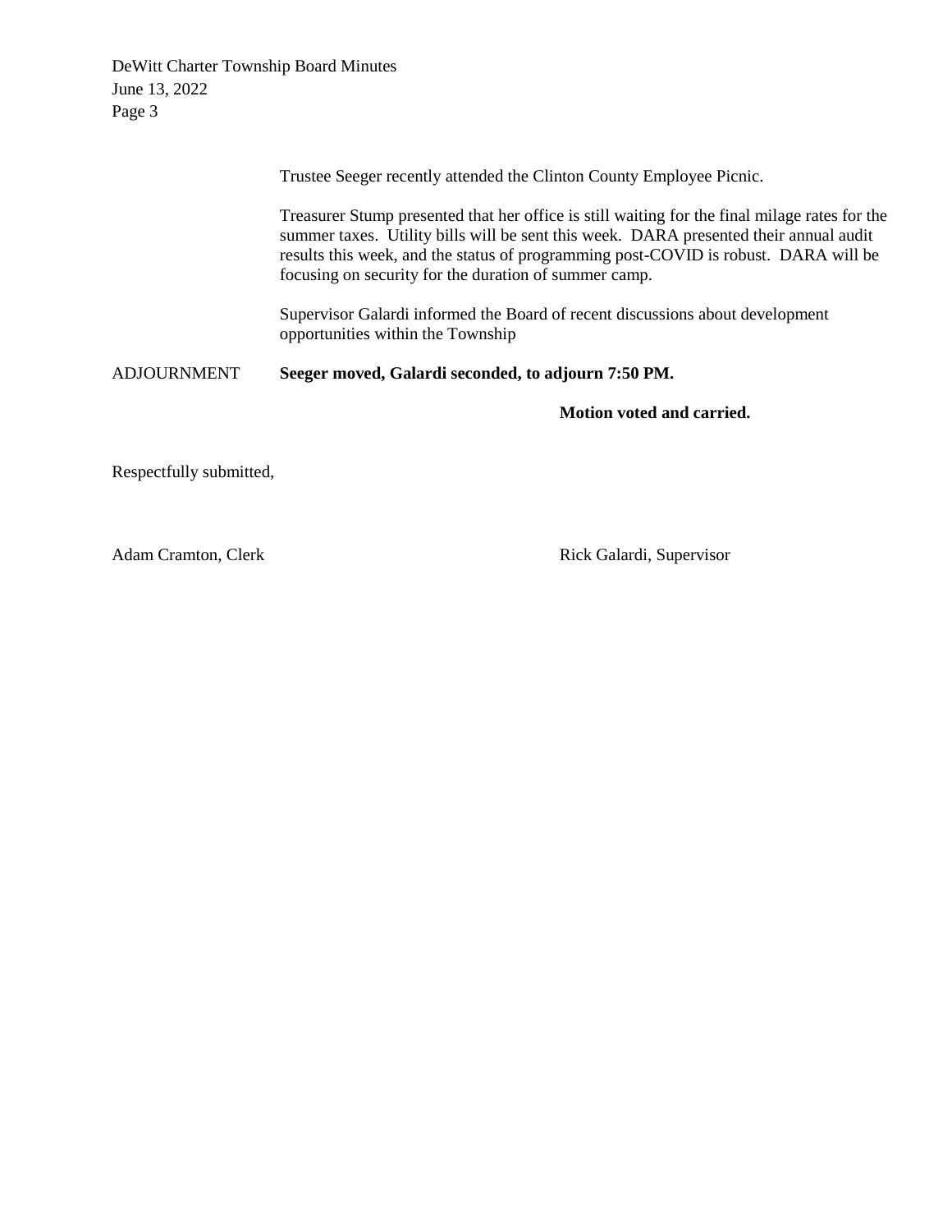Trustee Seeger recently attended the Clinton County Employee Picnic.

Treasurer Stump presented that her office is still waiting for the final milage rates for the summer taxes. Utility bills will be sent this week. DARA presented their annual audit results this week, and the status of programming post-COVID is robust. DARA will be focusing on security for the duration of summer camp.

Supervisor Galardi informed the Board of recent discussions about development opportunities within the Township

ADJOURNMENT **Seeger moved, Galardi seconded, to adjourn 7:50 PM.**

**Motion voted and carried.**

Respectfully submitted,

Adam Cramton, Clerk

Rick Galardi, Supervisor